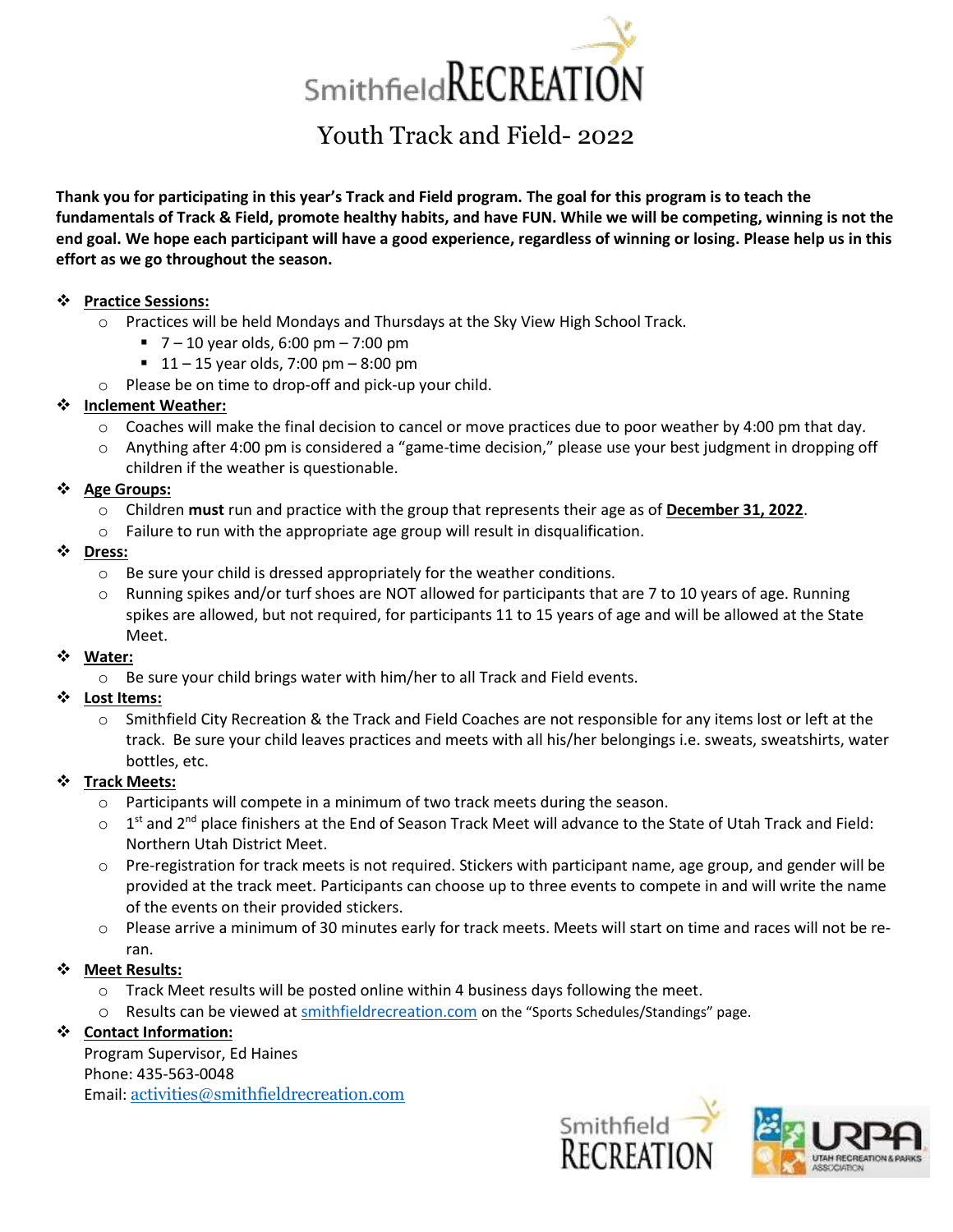# SmithfieldRECREATION

## Youth Track and Field- 2022

**Thank you for participating in this year's Track and Field program. The goal for this program is to teach the fundamentals of Track & Field, promote healthy habits, and have FUN. While we will be competing, winning is not the end goal. We hope each participant will have a good experience, regardless of winning or losing. Please help us in this effort as we go throughout the season.**

- **Practice Sessions:**
  - Practices will be held Mondays and Thursdays at the Sky View High School Track.
    - 7 – 10 year olds, 6:00 pm – 7:00 pm
    - 11 – 15 year olds, 7:00 pm – 8:00 pm
  - Please be on time to drop-off and pick-up your child.
- **Inclement Weather:**
  - Coaches will make the final decision to cancel or move practices due to poor weather by 4:00 pm that day.
  - Anything after 4:00 pm is considered a "game-time decision," please use your best judgment in dropping off children if the weather is questionable.
- **Age Groups:**
  - Children **must** run and practice with the group that represents their age as of **December 31, 2022**.
  - Failure to run with the appropriate age group will result in disqualification.
- **Dress:**
  - Be sure your child is dressed appropriately for the weather conditions.
  - Running spikes and/or turf shoes are NOT allowed for participants that are 7 to 10 years of age. Running spikes are allowed, but not required, for participants 11 to 15 years of age and will be allowed at the State Meet.
- **Water:**
  - Be sure your child brings water with him/her to all Track and Field events.
- **Lost Items:**
  - Smithfield City Recreation & the Track and Field Coaches are not responsible for any items lost or left at the track. Be sure your child leaves practices and meets with all his/her belongings i.e. sweats, sweatshirts, water bottles, etc.
- **Track Meets:**
  - Participants will compete in a minimum of two track meets during the season.
  - 1st and 2nd place finishers at the End of Season Track Meet will advance to the State of Utah Track and Field: Northern Utah District Meet.
  - Pre-registration for track meets is not required. Stickers with participant name, age group, and gender will be provided at the track meet. Participants can choose up to three events to compete in and will write the name of the events on their provided stickers.
  - Please arrive a minimum of 30 minutes early for track meets. Meets will start on time and races will not be re-ran.
- **Meet Results:**
  - Track Meet results will be posted online within 4 business days following the meet.
  - Results can be viewed at smithfieldrecreation.com on the "Sports Schedules/Standings" page.
- **Contact Information:**

  Program Supervisor, Ed Haines
  Phone: 435-563-0048
  Email: activities@smithfieldrecreation.com

Smithfield RECREATION

URPA UTAH RECREATION & PARKS ASSOCIATION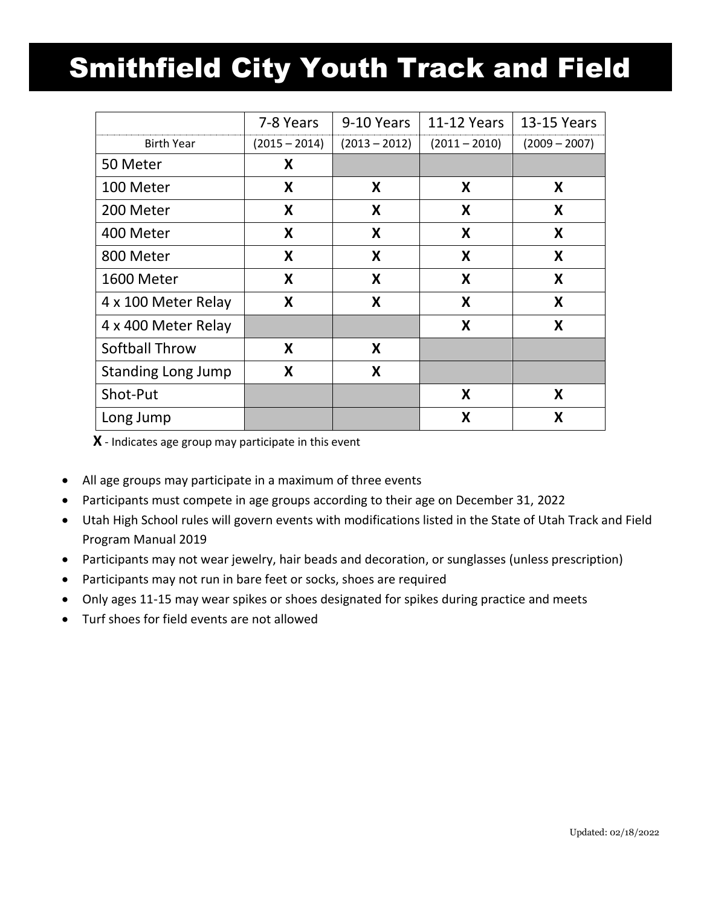# Smithfield City Youth Track and Field

| | 7-8 Years | 9-10 Years | 11-12 Years | 13-15 Years |
|---|---|---|---|---|
| Birth Year | (2015 – 2014) | (2013 – 2012) | (2011 – 2010) | (2009 – 2007) |
| 50 Meter | **X** | | | |
| 100 Meter | **X** | **X** | **X** | **X** |
| 200 Meter | **X** | **X** | **X** | **X** |
| 400 Meter | **X** | **X** | **X** | **X** |
| 800 Meter | **X** | **X** | **X** | **X** |
| 1600 Meter | **X** | **X** | **X** | **X** |
| 4 x 100 Meter Relay | **X** | **X** | **X** | **X** |
| 4 x 400 Meter Relay | | | **X** | **X** |
| Softball Throw | **X** | **X** | | |
| Standing Long Jump | **X** | **X** | | |
| Shot-Put | | | **X** | **X** |
| Long Jump | | | **X** | **X** |

**X** - Indicates age group may participate in this event

- All age groups may participate in a maximum of three events
- Participants must compete in age groups according to their age on December 31, 2022
- Utah High School rules will govern events with modifications listed in the State of Utah Track and Field Program Manual 2019
- Participants may not wear jewelry, hair beads and decoration, or sunglasses (unless prescription)
- Participants may not run in bare feet or socks, shoes are required
- Only ages 11-15 may wear spikes or shoes designated for spikes during practice and meets
- Turf shoes for field events are not allowed

Updated: 02/18/2022